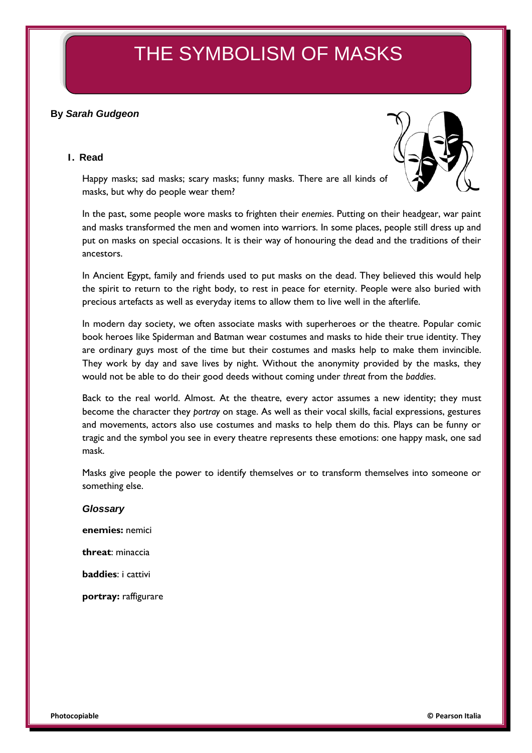# THE SYMBOLISM OF MASKS

**By *Sarah Gudgeon***

**1. Read**

Happy masks; sad masks; scary masks; funny masks. There are all kinds of masks, but why do people wear them?

In the past, some people wore masks to frighten their *enemies*. Putting on their headgear, war paint and masks transformed the men and women into warriors. In some places, people still dress up and put on masks on special occasions. It is their way of honouring the dead and the traditions of their ancestors.

In Ancient Egypt, family and friends used to put masks on the dead. They believed this would help the spirit to return to the right body, to rest in peace for eternity. People were also buried with precious artefacts as well as everyday items to allow them to live well in the afterlife.

In modern day society, we often associate masks with superheroes or the theatre. Popular comic book heroes like Spiderman and Batman wear costumes and masks to hide their true identity. They are ordinary guys most of the time but their costumes and masks help to make them invincible. They work by day and save lives by night. Without the anonymity provided by the masks, they would not be able to do their good deeds without coming under *threat* from the *baddies*.

Back to the real world. Almost. At the theatre, every actor assumes a new identity; they must become the character they *portray* on stage. As well as their vocal skills, facial expressions, gestures and movements, actors also use costumes and masks to help them do this. Plays can be funny or tragic and the symbol you see in every theatre represents these emotions: one happy mask, one sad mask.

Masks give people the power to identify themselves or to transform themselves into someone or something else.

***Glossary***

**enemies:** nemici

**threat**: minaccia

**baddies**: i cattivi

**portray:** raffigurare

**Photocopiable** © Pearson Italia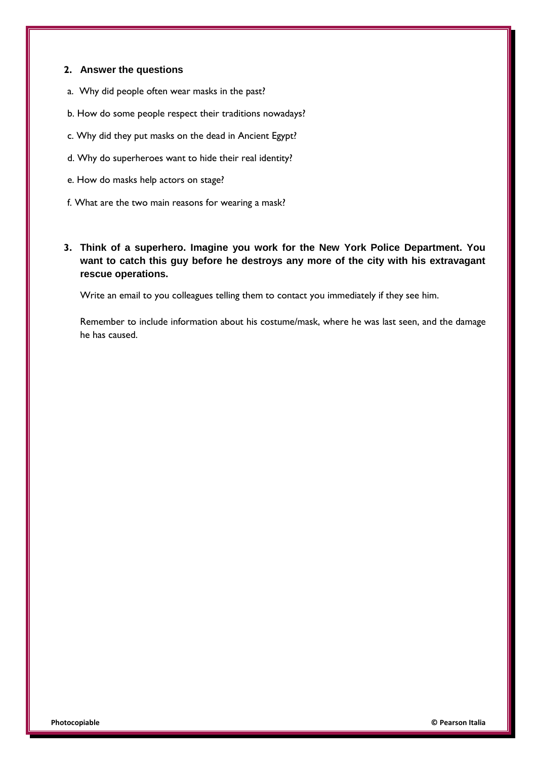## 2. Answer the questions

a. Why did people often wear masks in the past?

b. How do some people respect their traditions nowadays?

c. Why did they put masks on the dead in Ancient Egypt?

d. Why do superheroes want to hide their real identity?

e. How do masks help actors on stage?

f. What are the two main reasons for wearing a mask?

## 3. Think of a superhero. Imagine you work for the New York Police Department. You want to catch this guy before he destroys any more of the city with his extravagant rescue operations.

Write an email to you colleagues telling them to contact you immediately if they see him.

Remember to include information about his costume/mask, where he was last seen, and the damage he has caused.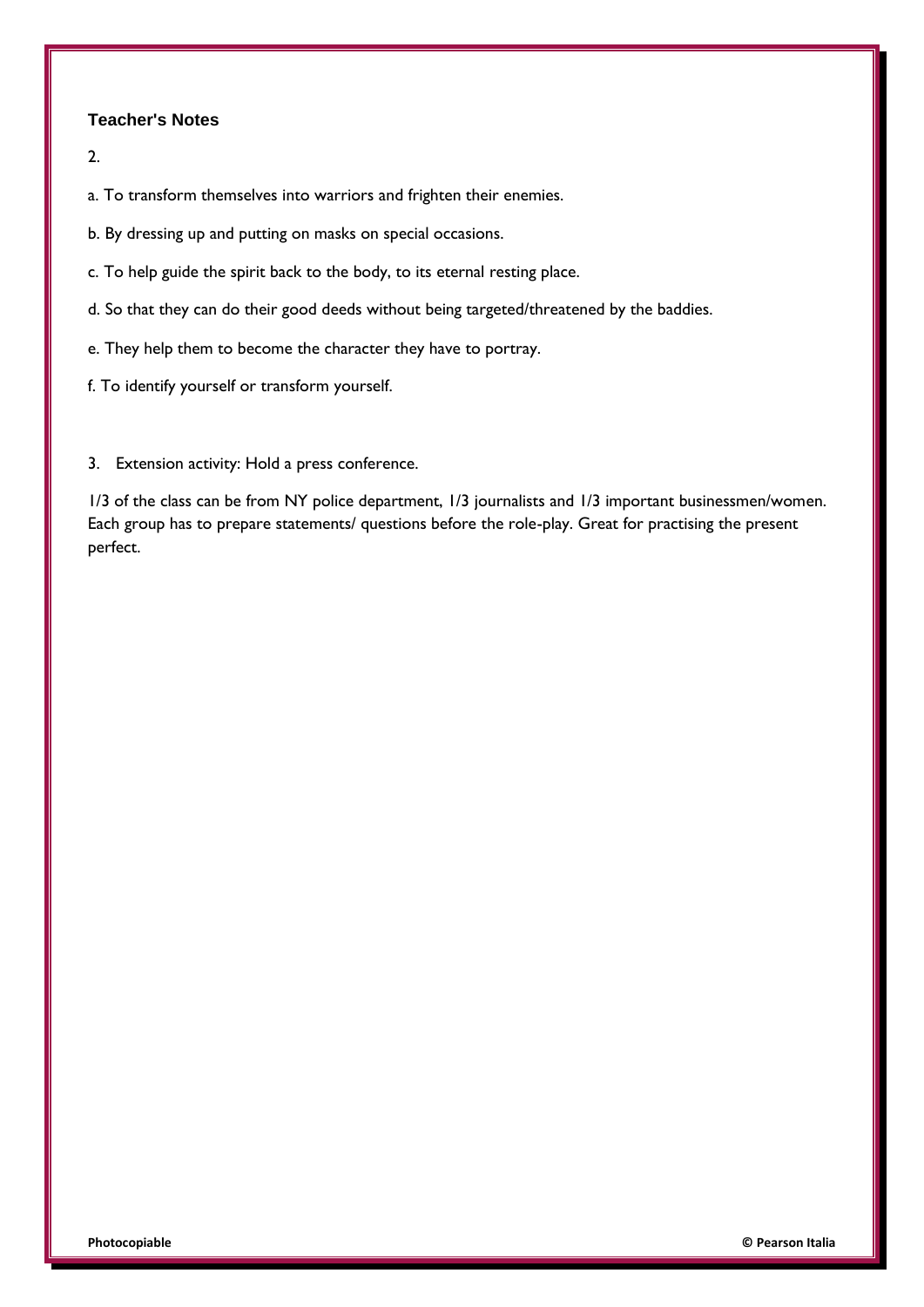### Teacher's Notes

2.

a. To transform themselves into warriors and frighten their enemies.

b. By dressing up and putting on masks on special occasions.

c. To help guide the spirit back to the body, to its eternal resting place.

d. So that they can do their good deeds without being targeted/threatened by the baddies.

e. They help them to become the character they have to portray.

f. To identify yourself or transform yourself.

3. Extension activity: Hold a press conference.

1/3 of the class can be from NY police department, 1/3 journalists and 1/3 important businessmen/women. Each group has to prepare statements/ questions before the role-play. Great for practising the present perfect.

**Photocopiable** **© Pearson Italia**